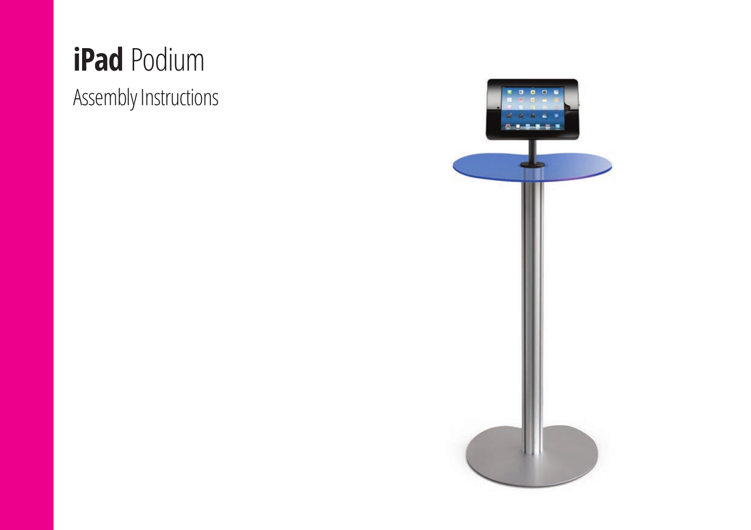# **iPad** Podium

Assembly Instructions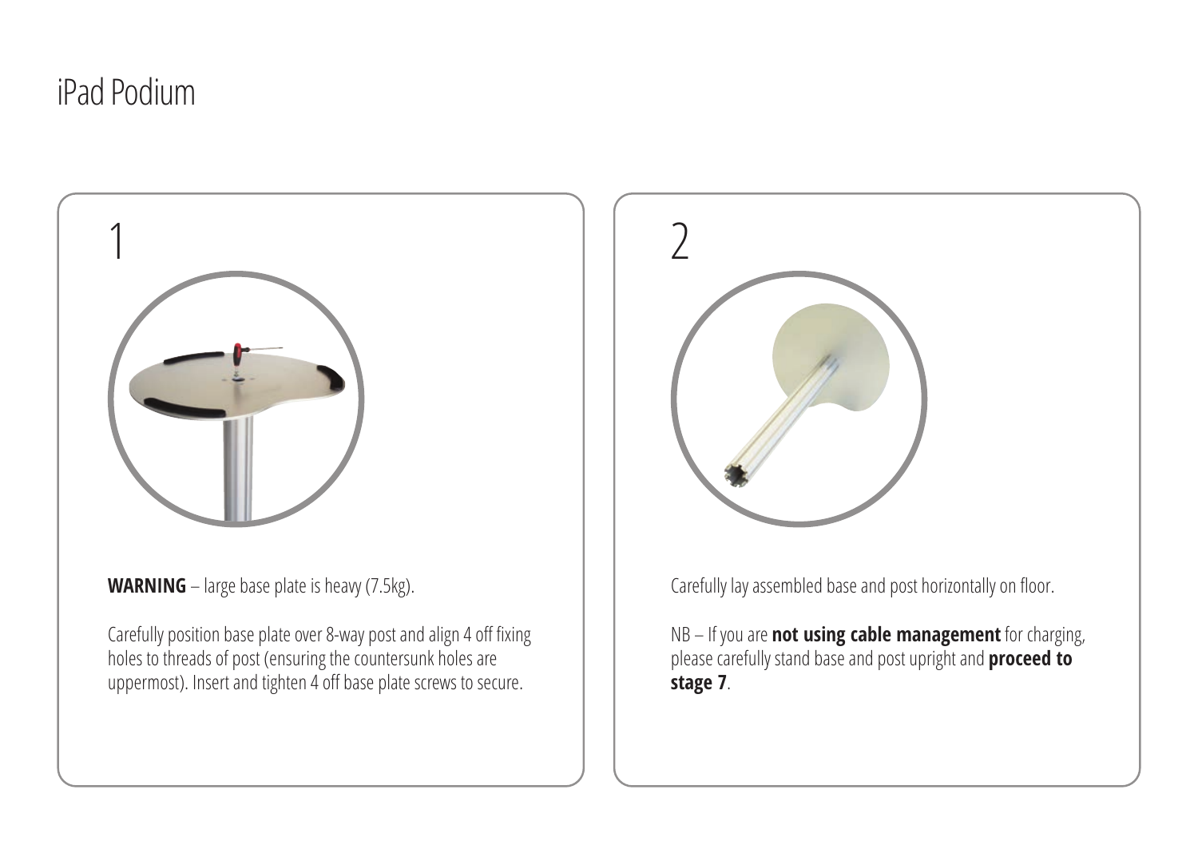# iPad Podium

## 1

**WARNING** – large base plate is heavy (7.5kg).

Carefully position base plate over 8-way post and align 4 off fixing holes to threads of post (ensuring the countersunk holes are uppermost). Insert and tighten 4 off base plate screws to secure.

## 2

Carefully lay assembled base and post horizontally on floor.

NB – If you are **not using cable management** for charging, please carefully stand base and post upright and **proceed to stage 7**.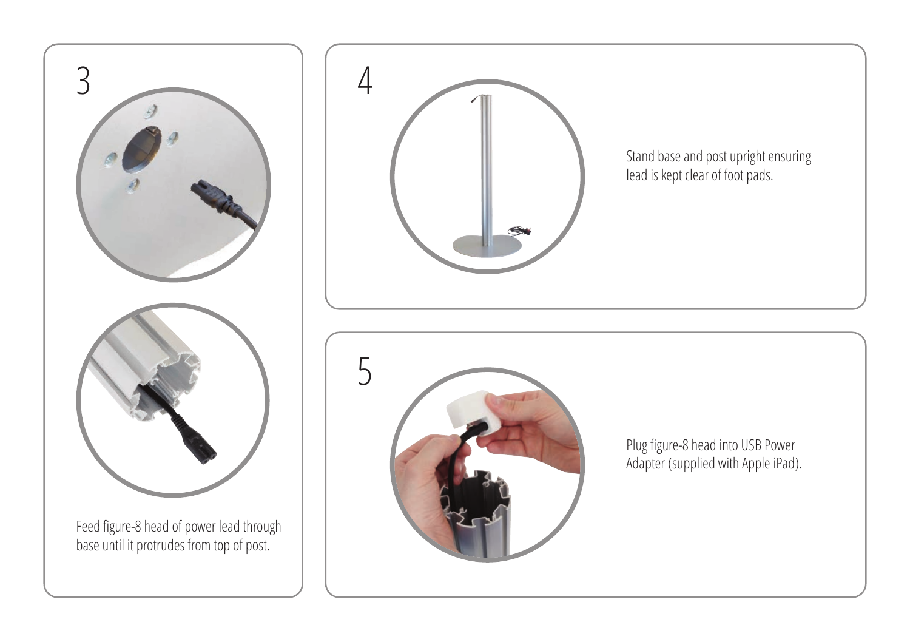## 3

Feed figure-8 head of power lead through base until it protrudes from top of post.

## 4

Stand base and post upright ensuring lead is kept clear of foot pads.

## 5

Plug figure-8 head into USB Power Adapter (supplied with Apple iPad).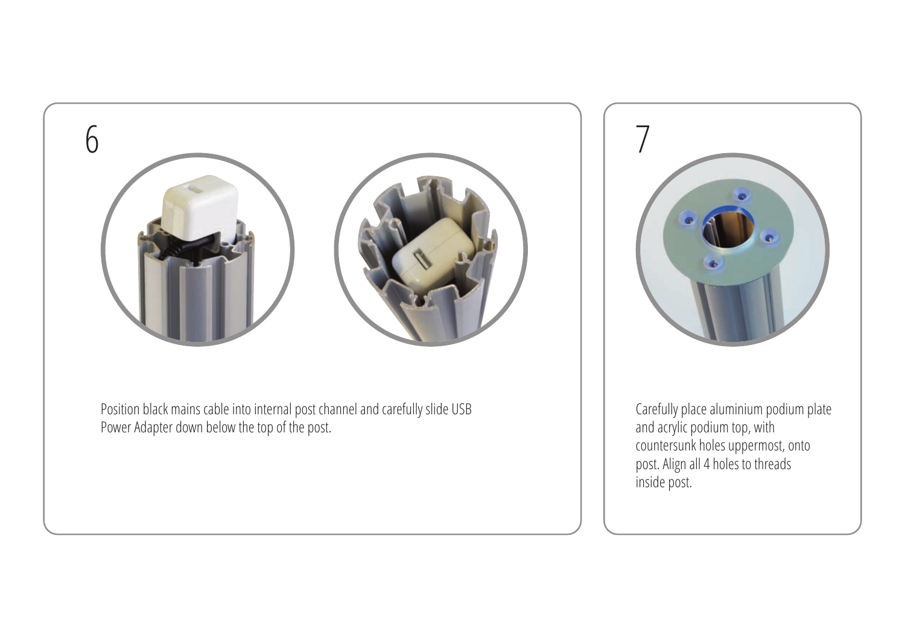## 6

Position black mains cable into internal post channel and carefully slide USB Power Adapter down below the top of the post.

## 7

Carefully place aluminium podium plate and acrylic podium top, with countersunk holes uppermost, onto post. Align all 4 holes to threads inside post.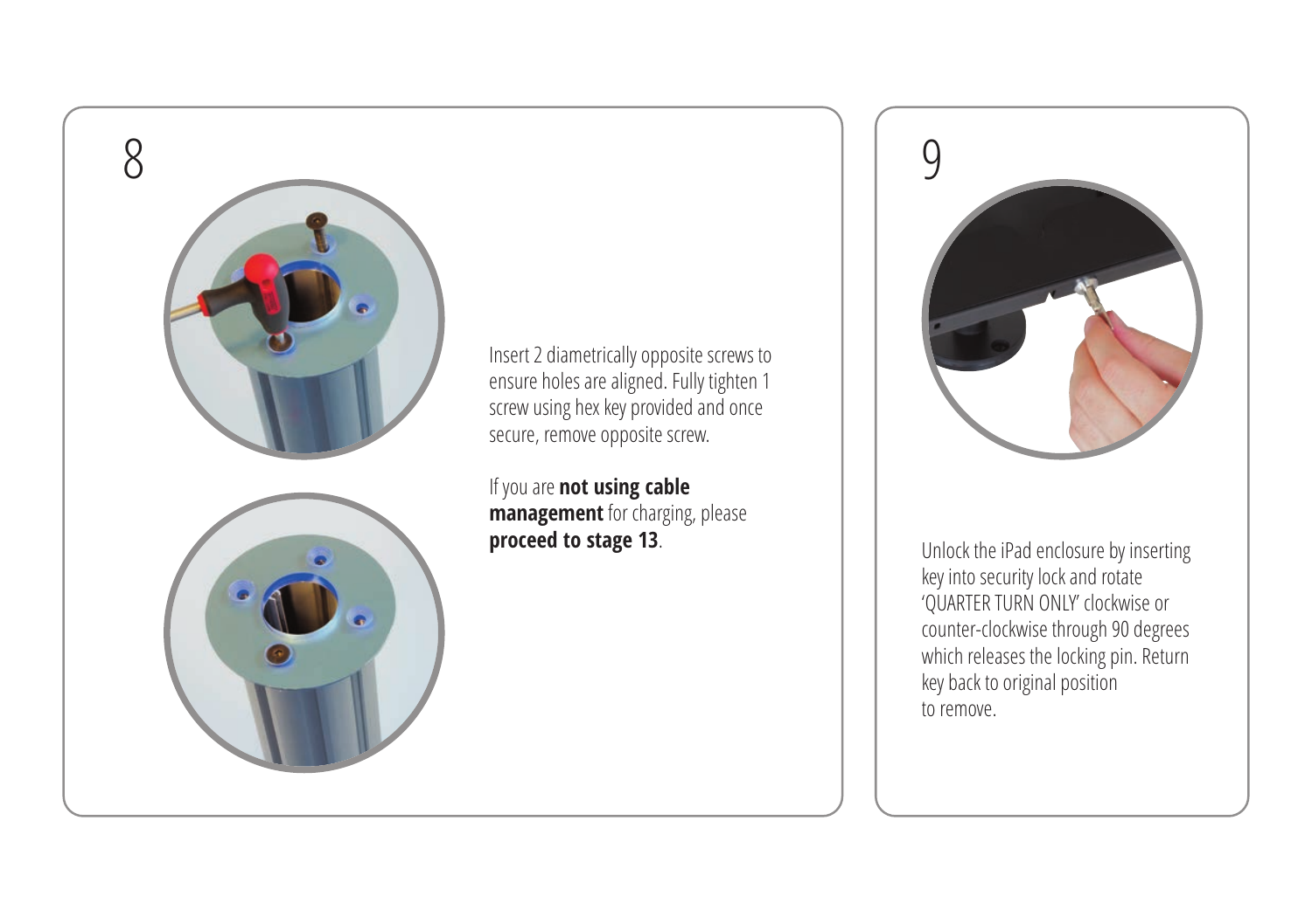## 8

Insert 2 diametrically opposite screws to ensure holes are aligned. Fully tighten 1 screw using hex key provided and once secure, remove opposite screw.

If you are **not using cable management** for charging, please **proceed to stage 13**.

## 9

Unlock the iPad enclosure by inserting key into security lock and rotate 'QUARTER TURN ONLY' clockwise or counter-clockwise through 90 degrees which releases the locking pin. Return key back to original position to remove.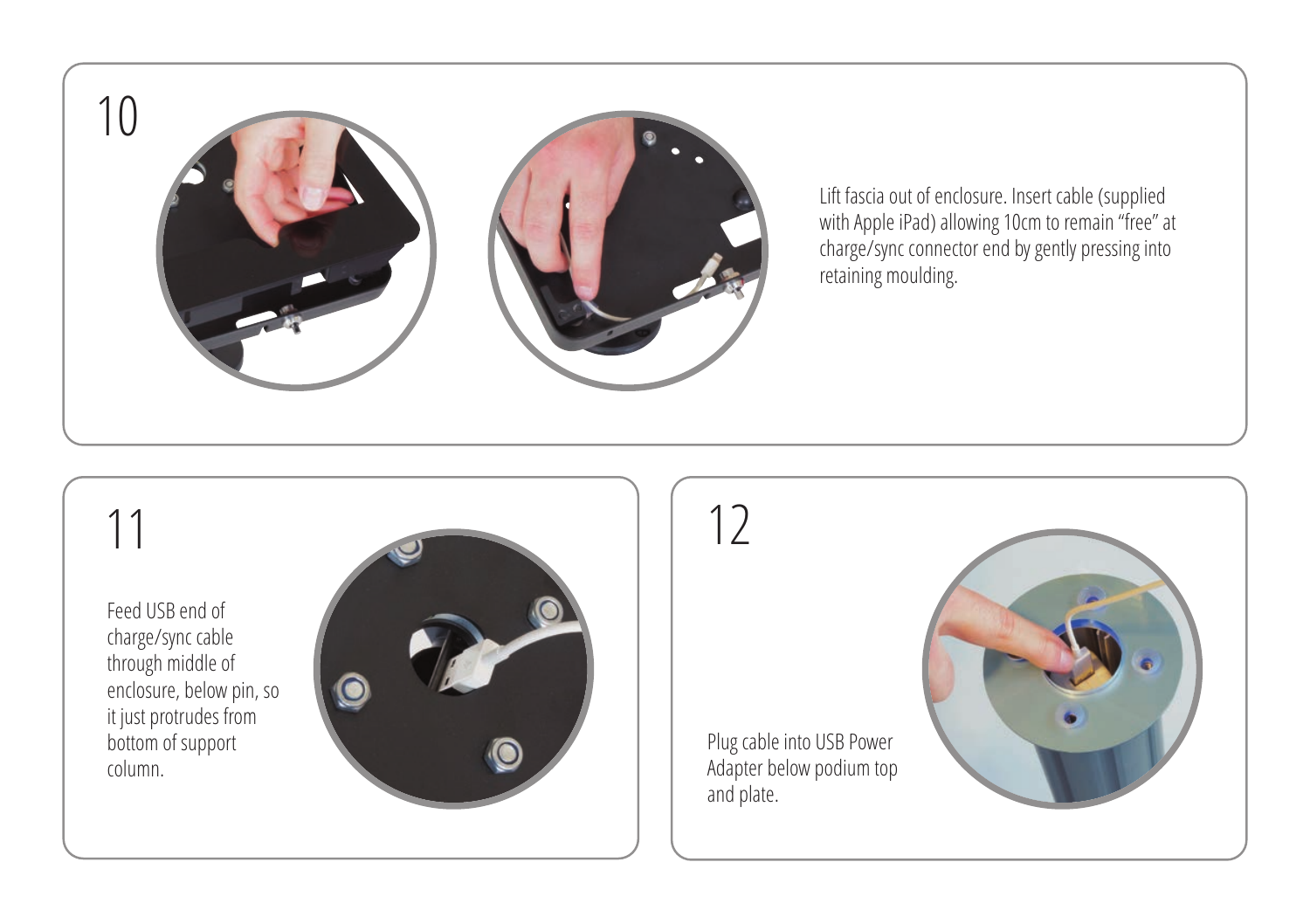## 10

Lift fascia out of enclosure. Insert cable (supplied with Apple iPad) allowing 10cm to remain “free” at charge/sync connector end by gently pressing into retaining moulding.

## 11

Feed USB end of charge/sync cable through middle of enclosure, below pin, so it just protrudes from bottom of support column.

## 12

Plug cable into USB Power Adapter below podium top and plate.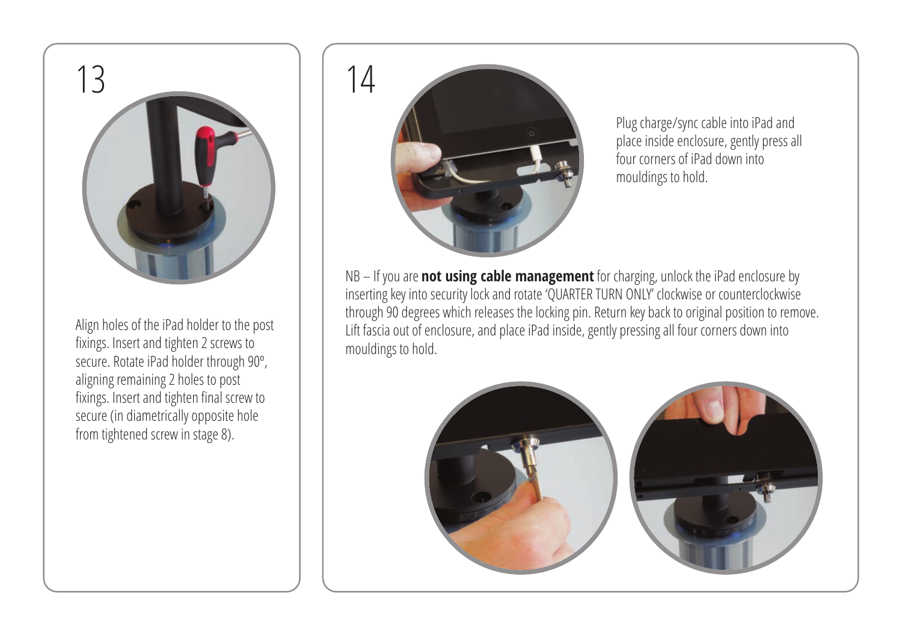## 13

Align holes of the iPad holder to the post fixings. Insert and tighten 2 screws to secure. Rotate iPad holder through 90º, aligning remaining 2 holes to post fixings. Insert and tighten final screw to secure (in diametrically opposite hole from tightened screw in stage 8).

## 14

Plug charge/sync cable into iPad and place inside enclosure, gently press all four corners of iPad down into mouldings to hold.

NB – If you are **not using cable management** for charging, unlock the iPad enclosure by inserting key into security lock and rotate 'QUARTER TURN ONLY' clockwise or counterclockwise through 90 degrees which releases the locking pin. Return key back to original position to remove. Lift fascia out of enclosure, and place iPad inside, gently pressing all four corners down into mouldings to hold.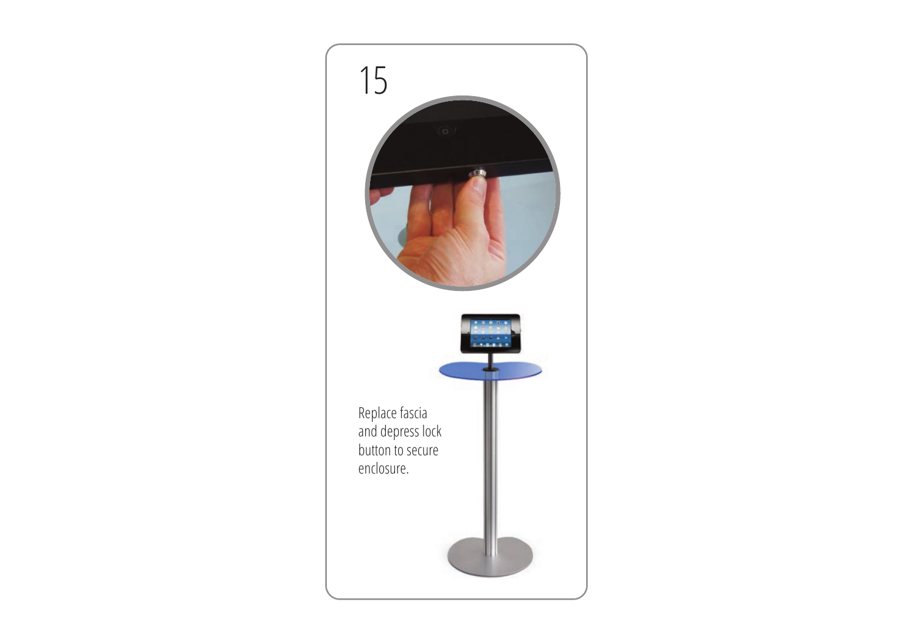15

Replace fascia and depress lock button to secure enclosure.